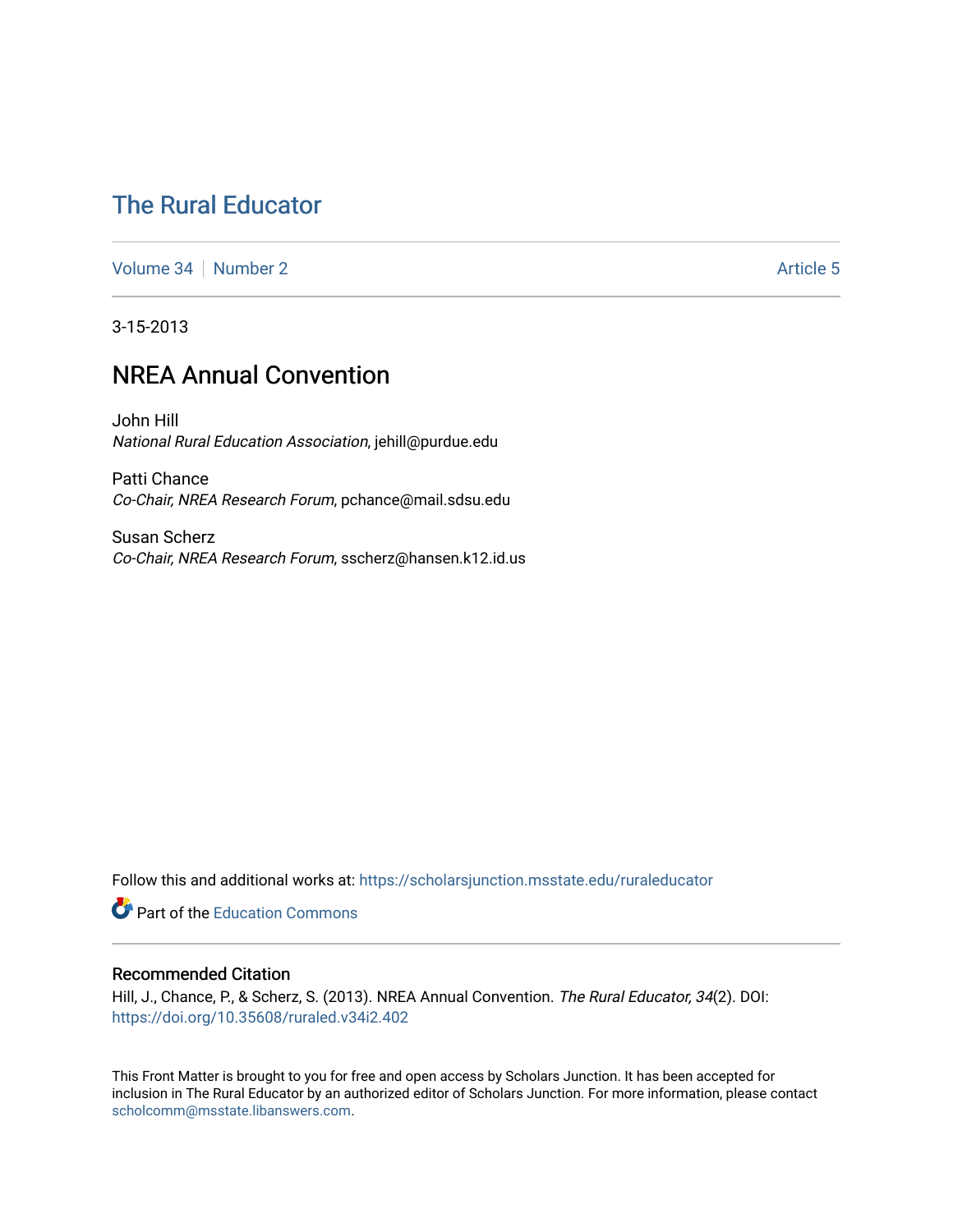# The Rural Educator

Volume 34 | Number 2 | Article 5

3-15-2013

## NREA Annual Convention

John Hill
*National Rural Education Association*, jehill@purdue.edu

Patti Chance
*Co-Chair, NREA Research Forum*, pchance@mail.sdsu.edu

Susan Scherz
*Co-Chair, NREA Research Forum*, sscherz@hansen.k12.id.us

Follow this and additional works at: https://scholarsjunction.msstate.edu/ruraleducator

Part of the Education Commons

### Recommended Citation

Hill, J., Chance, P., & Scherz, S. (2013). NREA Annual Convention. *The Rural Educator, 34*(2). DOI: https://doi.org/10.35608/ruraled.v34i2.402

This Front Matter is brought to you for free and open access by Scholars Junction. It has been accepted for inclusion in The Rural Educator by an authorized editor of Scholars Junction. For more information, please contact scholcomm@msstate.libanswers.com.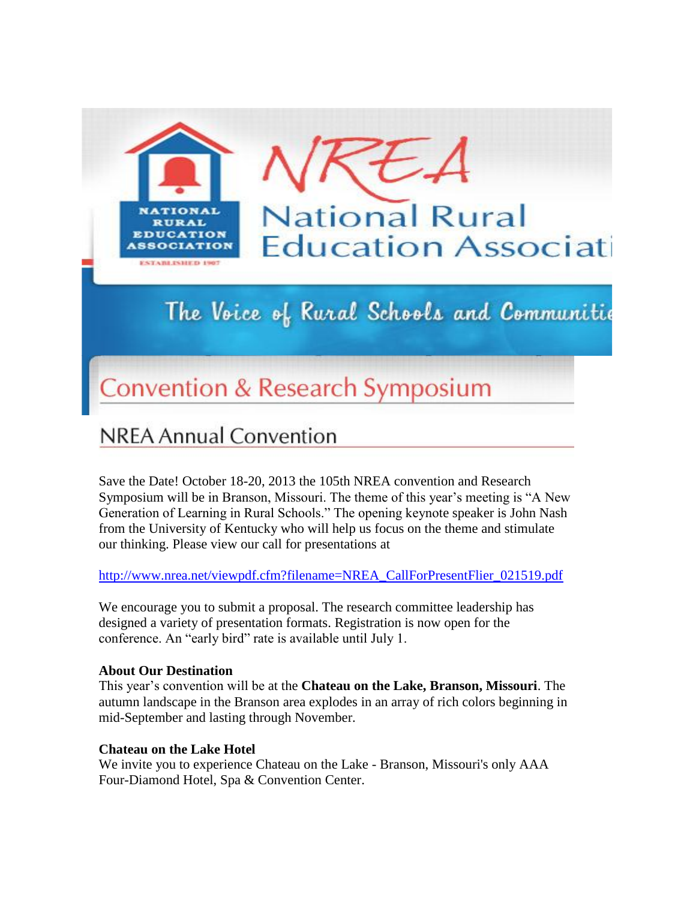# NREA National Rural Education Association

NATIONAL RURAL EDUCATION ASSOCIATION

ESTABLISHED 1907

The Voice of Rural Schools and Communities

## Convention & Research Symposium

## NREA Annual Convention

Save the Date! October 18-20, 2013 the 105th NREA convention and Research Symposium will be in Branson, Missouri. The theme of this year's meeting is "A New Generation of Learning in Rural Schools." The opening keynote speaker is John Nash from the University of Kentucky who will help us focus on the theme and stimulate our thinking. Please view our call for presentations at

http://www.nrea.net/viewpdf.cfm?filename=NREA_CallForPresentFlier_021519.pdf

We encourage you to submit a proposal. The research committee leadership has designed a variety of presentation formats. Registration is now open for the conference. An "early bird" rate is available until July 1.

**About Our Destination**

This year's convention will be at the **Chateau on the Lake, Branson, Missouri**. The autumn landscape in the Branson area explodes in an array of rich colors beginning in mid-September and lasting through November.

**Chateau on the Lake Hotel**

We invite you to experience Chateau on the Lake - Branson, Missouri's only AAA Four-Diamond Hotel, Spa & Convention Center.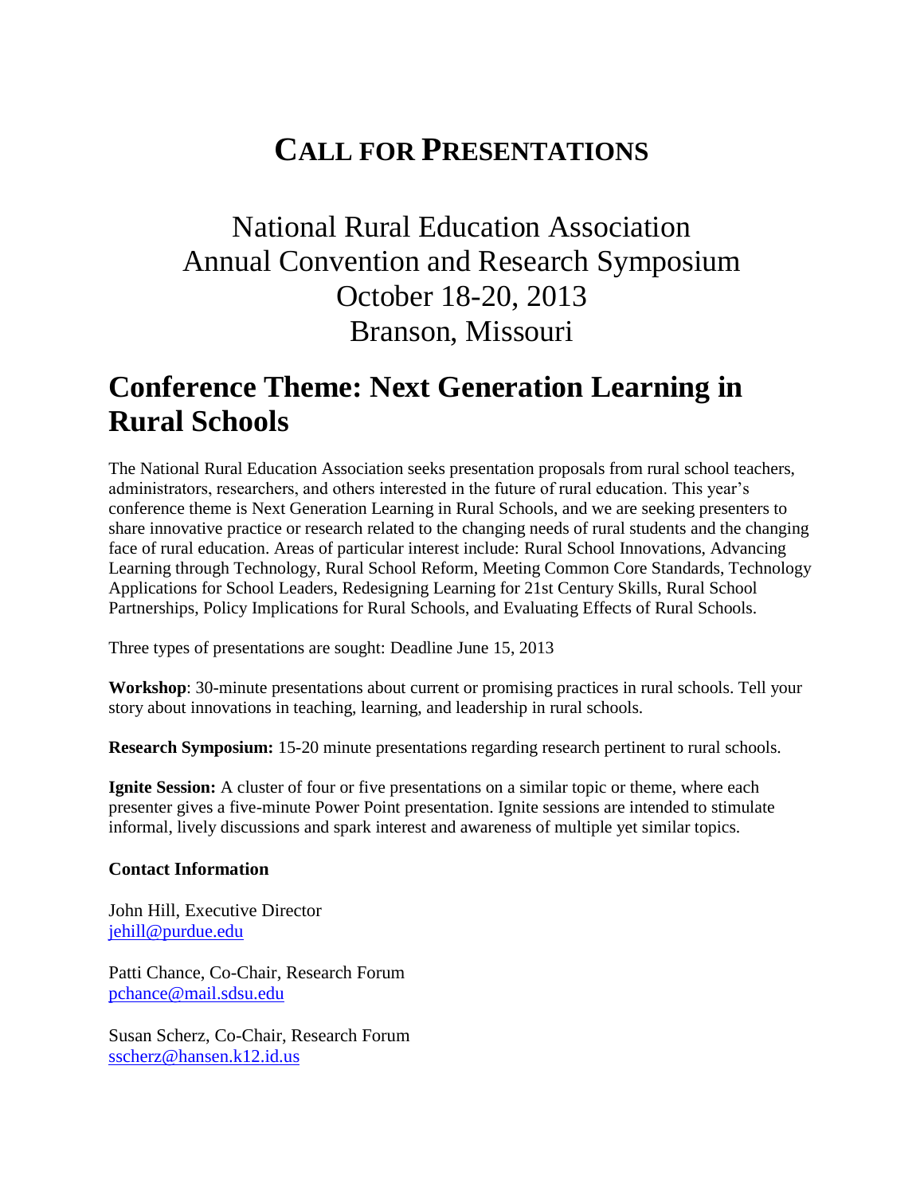# CALL FOR PRESENTATIONS

## National Rural Education Association Annual Convention and Research Symposium October 18-20, 2013 Branson, Missouri

## Conference Theme: Next Generation Learning in Rural Schools

The National Rural Education Association seeks presentation proposals from rural school teachers, administrators, researchers, and others interested in the future of rural education. This year's conference theme is Next Generation Learning in Rural Schools, and we are seeking presenters to share innovative practice or research related to the changing needs of rural students and the changing face of rural education. Areas of particular interest include: Rural School Innovations, Advancing Learning through Technology, Rural School Reform, Meeting Common Core Standards, Technology Applications for School Leaders, Redesigning Learning for 21st Century Skills, Rural School Partnerships, Policy Implications for Rural Schools, and Evaluating Effects of Rural Schools.

Three types of presentations are sought: Deadline June 15, 2013

**Workshop**: 30-minute presentations about current or promising practices in rural schools. Tell your story about innovations in teaching, learning, and leadership in rural schools.

**Research Symposium:** 15-20 minute presentations regarding research pertinent to rural schools.

**Ignite Session:** A cluster of four or five presentations on a similar topic or theme, where each presenter gives a five-minute Power Point presentation. Ignite sessions are intended to stimulate informal, lively discussions and spark interest and awareness of multiple yet similar topics.

**Contact Information**

John Hill, Executive Director
jehill@purdue.edu

Patti Chance, Co-Chair, Research Forum
pchance@mail.sdsu.edu

Susan Scherz, Co-Chair, Research Forum
sscherz@hansen.k12.id.us